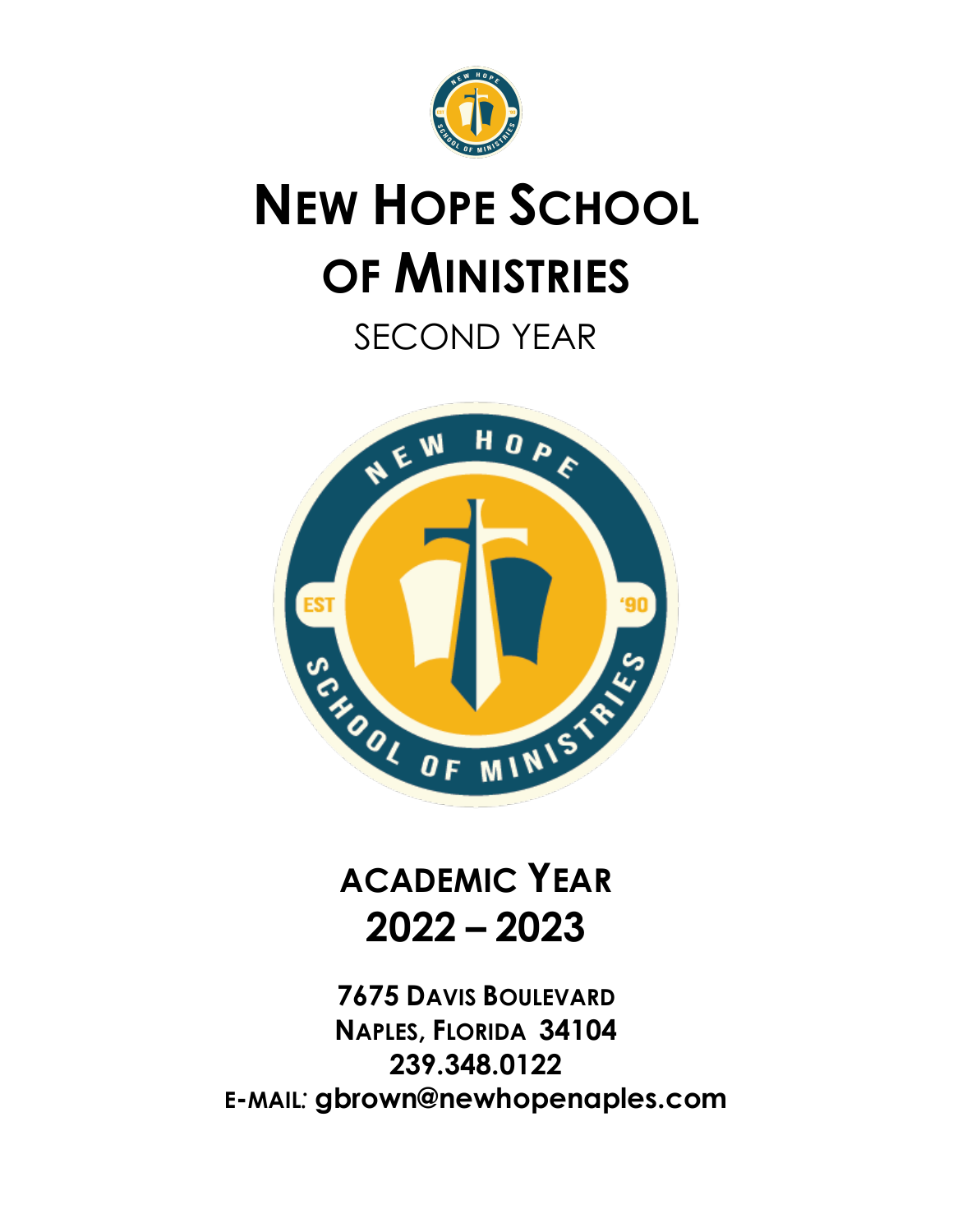# NEW HOPE SCHOOL OF MINISTRIES

## SECOND YEAR

## ACADEMIC YEAR 2022 – 2023

**7675 DAVIS BOULEVARD**
**NAPLES, FLORIDA 34104**
**239.348.0122**
**E-MAIL: gbrown@newhopenaples.com**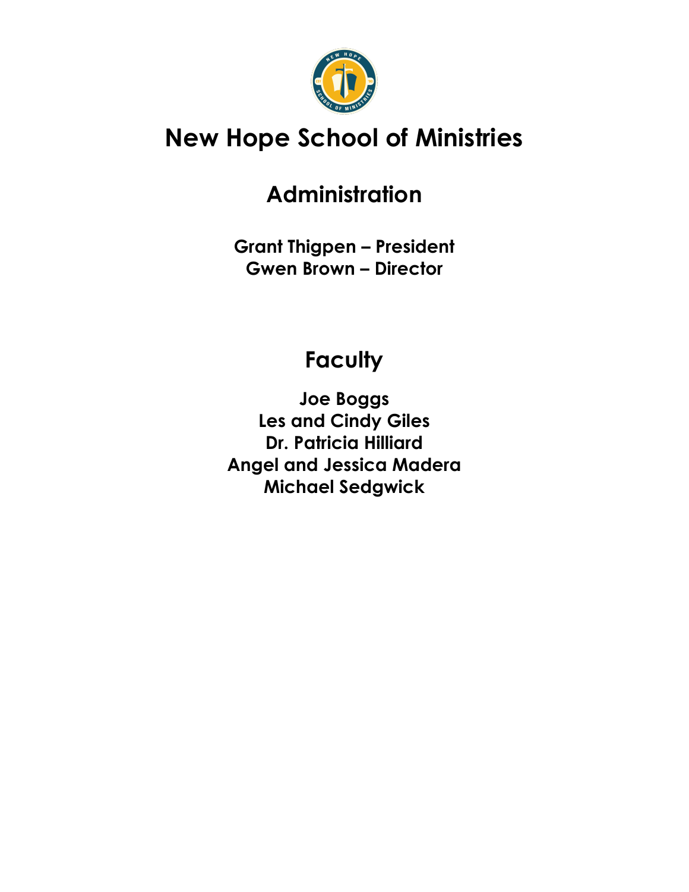# New Hope School of Ministries

## Administration

**Grant Thigpen – President**
**Gwen Brown – Director**

## Faculty

**Joe Boggs**
**Les and Cindy Giles**
**Dr. Patricia Hilliard**
**Angel and Jessica Madera**
**Michael Sedgwick**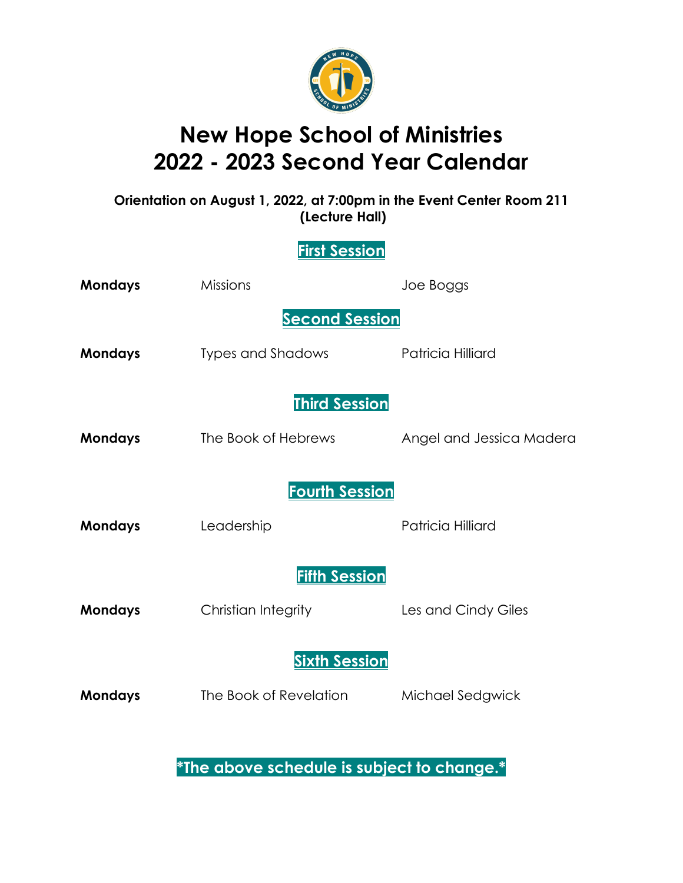# New Hope School of Ministries
# 2022 - 2023 Second Year Calendar

**Orientation on August 1, 2022, at 7:00pm in the Event Center Room 211 (Lecture Hall)**

## First Session

| | | |
|---|---|---|
| **Mondays** | Missions | Joe Boggs |

## Second Session

| | | |
|---|---|---|
| **Mondays** | Types and Shadows | Patricia Hilliard |

## Third Session

| | | |
|---|---|---|
| **Mondays** | The Book of Hebrews | Angel and Jessica Madera |

## Fourth Session

| | | |
|---|---|---|
| **Mondays** | Leadership | Patricia Hilliard |

## Fifth Session

| | | |
|---|---|---|
| **Mondays** | Christian Integrity | Les and Cindy Giles |

## Sixth Session

| | | |
|---|---|---|
| **Mondays** | The Book of Revelation | Michael Sedgwick |

**\*The above schedule is subject to change.\***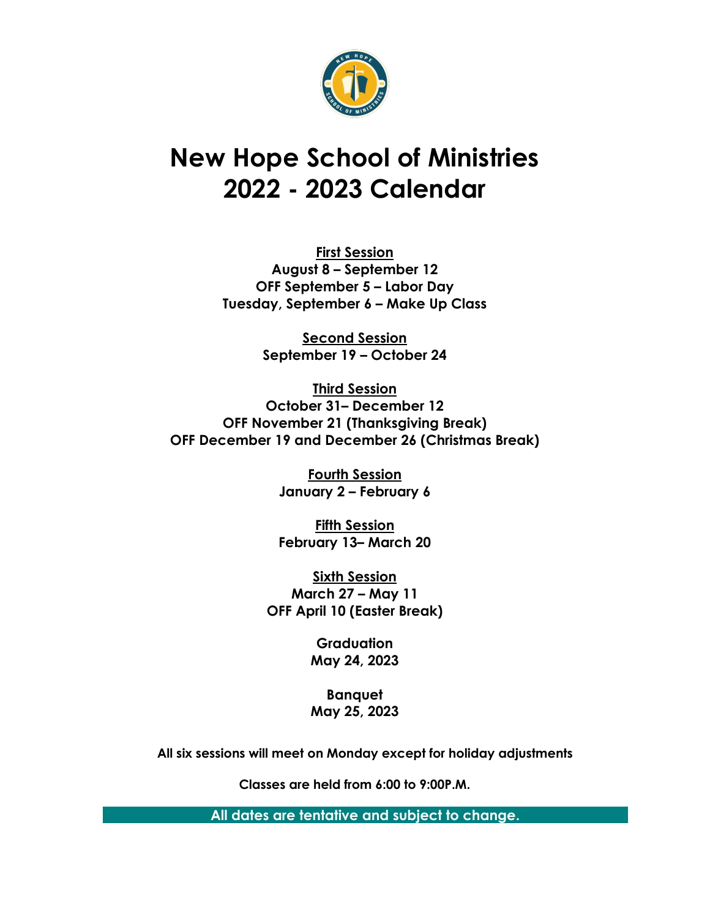# New Hope School of Ministries 2022 - 2023 Calendar

**First Session**
**August 8 – September 12**
**OFF September 5 – Labor Day**
**Tuesday, September 6 – Make Up Class**

**Second Session**
**September 19 – October 24**

**Third Session**
**October 31– December 12**
**OFF November 21 (Thanksgiving Break)**
**OFF December 19 and December 26 (Christmas Break)**

**Fourth Session**
**January 2 – February 6**

**Fifth Session**
**February 13– March 20**

**Sixth Session**
**March 27 – May 11**
**OFF April 10 (Easter Break)**

**Graduation**
**May 24, 2023**

**Banquet**
**May 25, 2023**

**All six sessions will meet on Monday except for holiday adjustments**

**Classes are held from 6:00 to 9:00P.M.**

**All dates are tentative and subject to change.**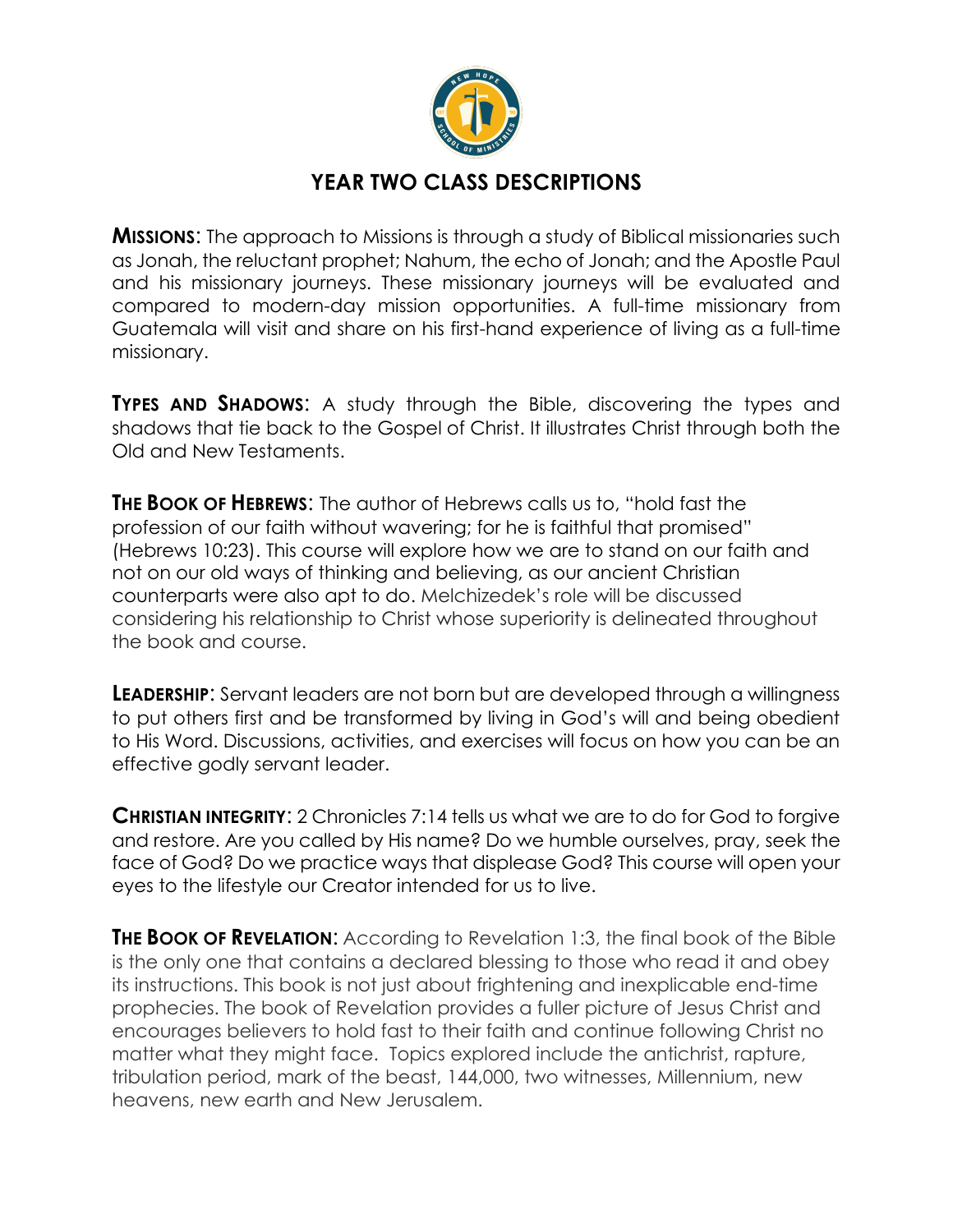# YEAR TWO CLASS DESCRIPTIONS

**MISSIONS**: The approach to Missions is through a study of Biblical missionaries such as Jonah, the reluctant prophet; Nahum, the echo of Jonah; and the Apostle Paul and his missionary journeys. These missionary journeys will be evaluated and compared to modern-day mission opportunities. A full-time missionary from Guatemala will visit and share on his first-hand experience of living as a full-time missionary.

**TYPES AND SHADOWS**: A study through the Bible, discovering the types and shadows that tie back to the Gospel of Christ. It illustrates Christ through both the Old and New Testaments.

**THE BOOK OF HEBREWS**: The author of Hebrews calls us to, "hold fast the profession of our faith without wavering; for he is faithful that promised" (Hebrews 10:23). This course will explore how we are to stand on our faith and not on our old ways of thinking and believing, as our ancient Christian counterparts were also apt to do. Melchizedek's role will be discussed considering his relationship to Christ whose superiority is delineated throughout the book and course.

**LEADERSHIP**: Servant leaders are not born but are developed through a willingness to put others first and be transformed by living in God's will and being obedient to His Word. Discussions, activities, and exercises will focus on how you can be an effective godly servant leader.

**CHRISTIAN INTEGRITY**: 2 Chronicles 7:14 tells us what we are to do for God to forgive and restore. Are you called by His name? Do we humble ourselves, pray, seek the face of God? Do we practice ways that displease God? This course will open your eyes to the lifestyle our Creator intended for us to live.

**THE BOOK OF REVELATION**: According to Revelation 1:3, the final book of the Bible is the only one that contains a declared blessing to those who read it and obey its instructions. This book is not just about frightening and inexplicable end-time prophecies. The book of Revelation provides a fuller picture of Jesus Christ and encourages believers to hold fast to their faith and continue following Christ no matter what they might face. Topics explored include the antichrist, rapture, tribulation period, mark of the beast, 144,000, two witnesses, Millennium, new heavens, new earth and New Jerusalem.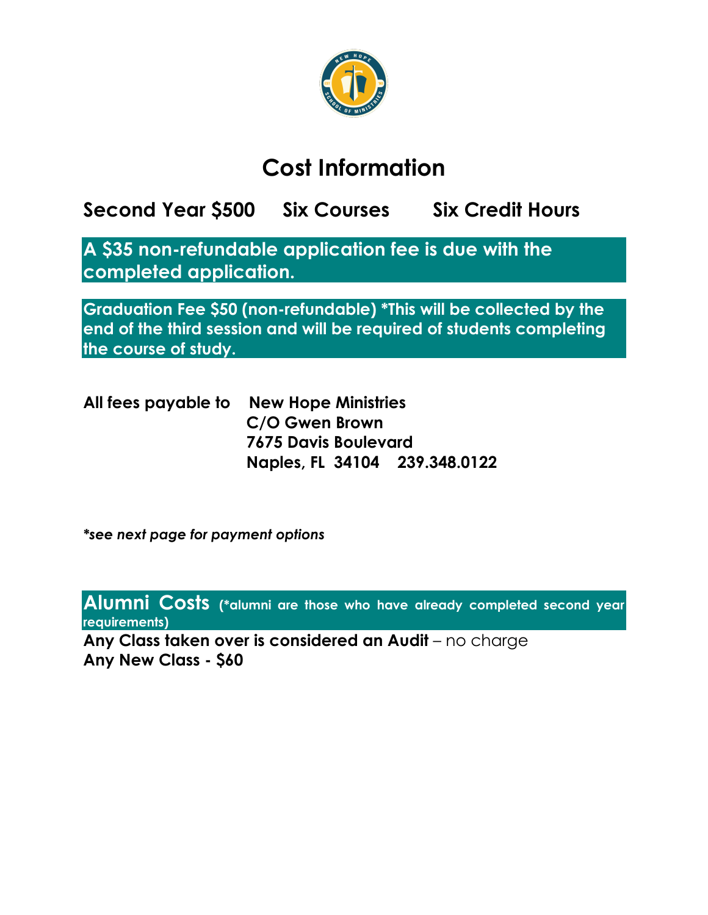# Cost Information

**Second Year $500     Six Courses     Six Credit Hours**

**A $35 non-refundable application fee is due with the completed application.**

**Graduation Fee $50 (non-refundable) *This will be collected by the end of the third session and will be required of students completing the course of study.**

**All fees payable to   New Hope Ministries**
**C/O Gwen Brown**
**7675 Davis Boulevard**
**Naples, FL 34104   239.348.0122**

***see next page for payment options***

## Alumni Costs **(*alumni are those who have already completed second year requirements)**

**Any Class taken over is considered an Audit** – no charge
**Any New Class - $60**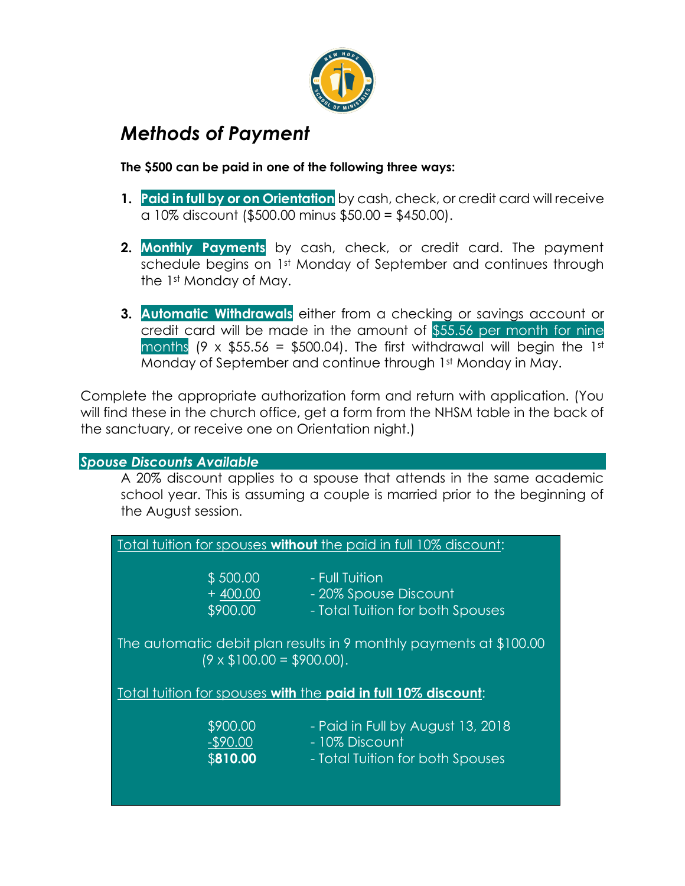# *Methods of Payment*

**The $500 can be paid in one of the following three ways:**

1. **Paid in full by or on Orientation** by cash, check, or credit card will receive a 10% discount ($500.00 minus $50.00 = $450.00).

2. **Monthly Payments** by cash, check, or credit card. The payment schedule begins on 1st Monday of September and continues through the 1st Monday of May.

3. **Automatic Withdrawals** either from a checking or savings account or credit card will be made in the amount of $55.56 per month for nine months (9 x $55.56 = $500.04). The first withdrawal will begin the 1st Monday of September and continue through 1st Monday in May.

Complete the appropriate authorization form and return with application. (You will find these in the church office, get a form from the NHSM table in the back of the sanctuary, or receive one on Orientation night.)

### *Spouse Discounts Available*

A 20% discount applies to a spouse that attends in the same academic school year. This is assuming a couple is married prior to the beginning of the August session.

Total tuition for spouses **without** the paid in full 10% discount:

| | |
|---|---|
| $ 500.00 | - Full Tuition |
| + 400.00 | - 20% Spouse Discount |
| $900.00 | - Total Tuition for both Spouses |

The automatic debit plan results in 9 monthly payments at $100.00 (9 x $100.00 = $900.00).

Total tuition for spouses **with** the **paid in full 10% discount**:

| | |
|---|---|
| $900.00 | - Paid in Full by August 13, 2018 |
| -$90.00 | - 10% Discount |
| $**810.00** | - Total Tuition for both Spouses |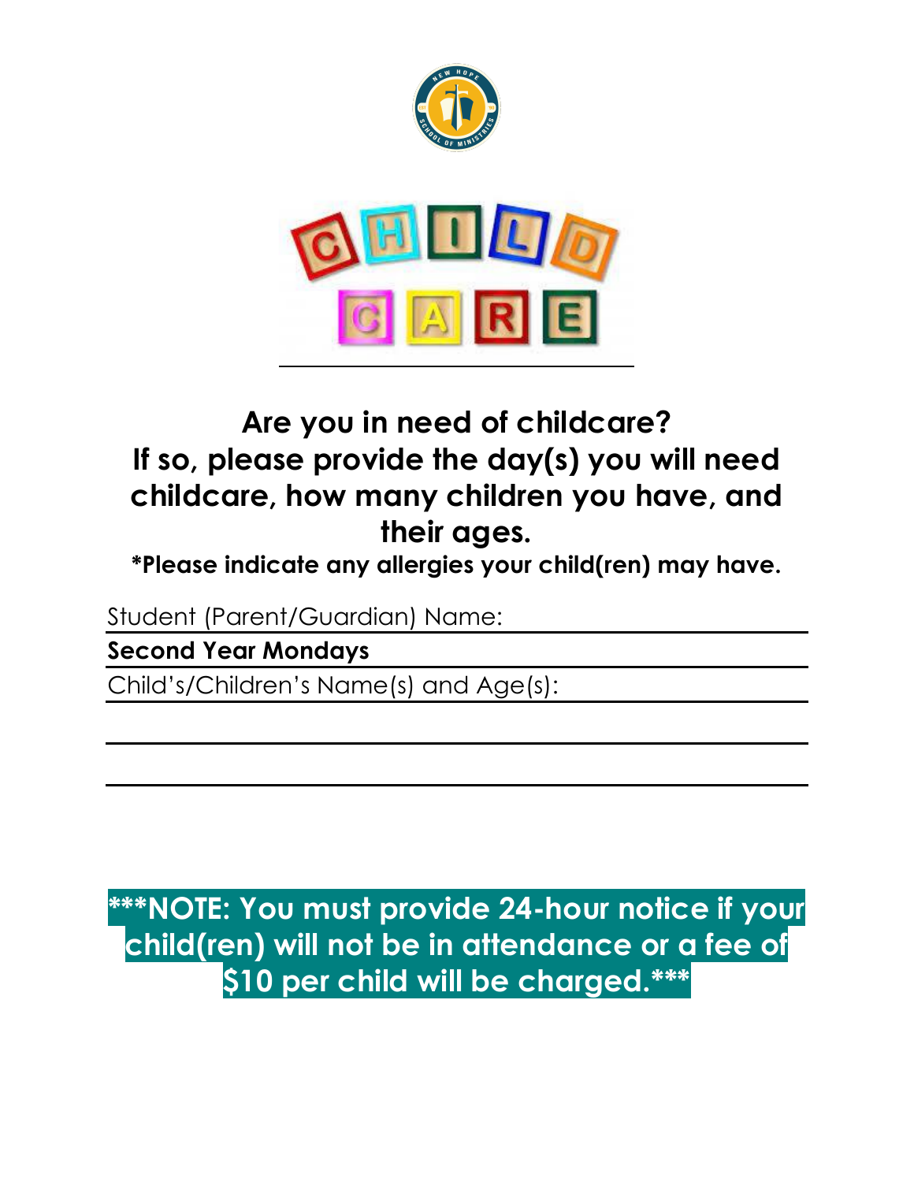# CHILD CARE

## Are you in need of childcare? If so, please provide the day(s) you will need childcare, how many children you have, and their ages.

**\*Please indicate any allergies your child(ren) may have.**

Student (Parent/Guardian) Name: \_\_\_\_\_\_\_\_\_\_\_\_\_\_\_\_\_\_\_\_\_\_\_\_\_\_\_\_\_\_\_\_\_\_\_\_\_\_\_\_

**Second Year Mondays**

Child's/Children's Name(s) and Age(s): \_\_\_\_\_\_\_\_\_\_\_\_\_\_\_\_\_\_\_\_\_\_\_\_\_\_\_\_\_\_\_\_\_\_\_\_

\_\_\_\_\_\_\_\_\_\_\_\_\_\_\_\_\_\_\_\_\_\_\_\_\_\_\_\_\_\_\_\_\_\_\_\_\_\_\_\_\_\_\_\_\_\_\_\_\_\_\_\_\_\_\_\_\_\_\_\_\_\_\_\_\_\_\_\_\_\_

\_\_\_\_\_\_\_\_\_\_\_\_\_\_\_\_\_\_\_\_\_\_\_\_\_\_\_\_\_\_\_\_\_\_\_\_\_\_\_\_\_\_\_\_\_\_\_\_\_\_\_\_\_\_\_\_\_\_\_\_\_\_\_\_\_\_\_\_\_\_

**\*\*\*NOTE: You must provide 24-hour notice if your child(ren) will not be in attendance or a fee of $10 per child will be charged.\*\*\***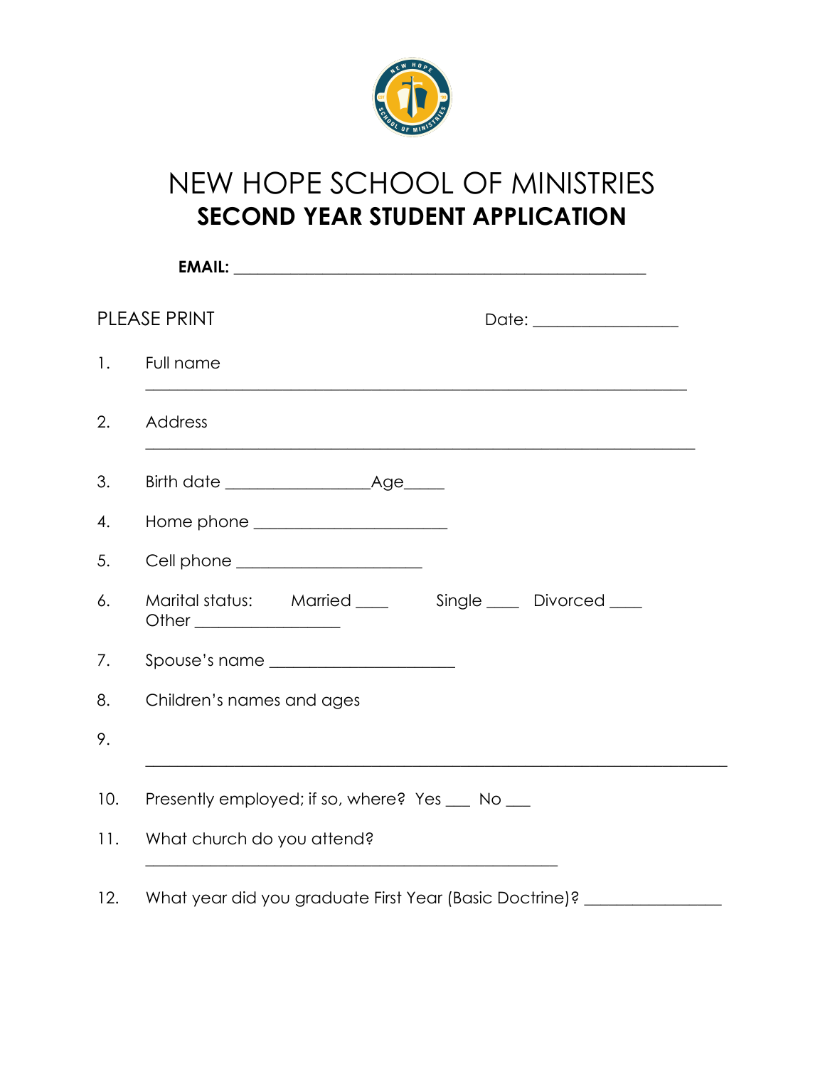# NEW HOPE SCHOOL OF MINISTRIES

## SECOND YEAR STUDENT APPLICATION

**EMAIL:** ______________________________________________

PLEASE PRINT Date: ________________

1. Full name
 ____________________________________________________________

2. Address
 ____________________________________________________________

3. Birth date ________________Age_____

4. Home phone ______________________

5. Cell phone _____________________

6. Marital status: Married ____ Single ____ Divorced ____
 Other ________________

7. Spouse's name _____________________

8. Children's names and ages

9. ________________________________________________________________

10. Presently employed; if so, where? Yes ___ No ___

11. What church do you attend?
 ______________________________________________

12. What year did you graduate First Year (Basic Doctrine)? _______________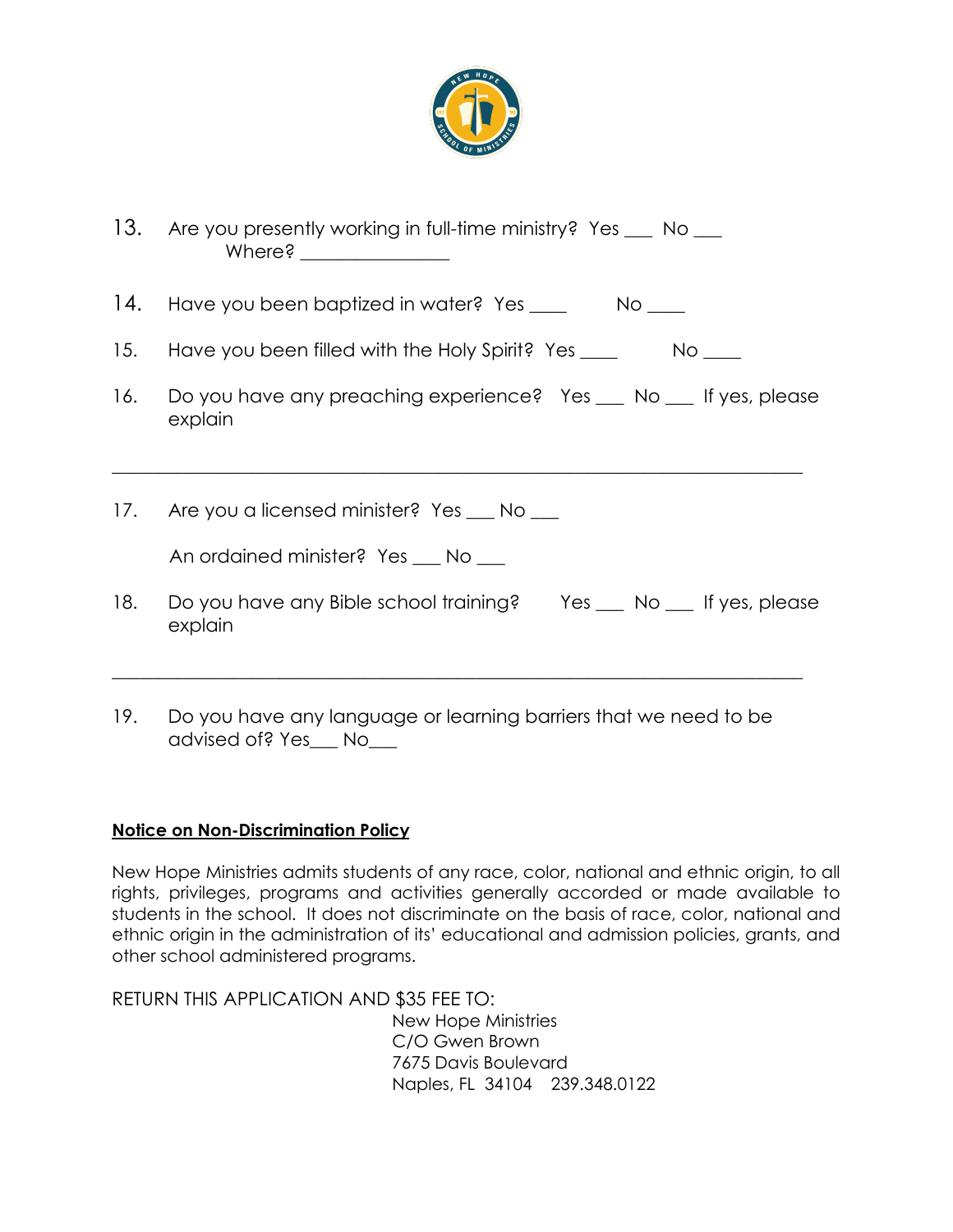13. Are you presently working in full-time ministry? Yes ___ No ___
    Where? _______________

14. Have you been baptized in water? Yes ____ No ____

15. Have you been filled with the Holy Spirit? Yes ____ No ____

16. Do you have any preaching experience? Yes ___ No ___ If yes, please explain

________________________________________________________________________

17. Are you a licensed minister? Yes ___ No ___

    An ordained minister? Yes ___ No ___

18. Do you have any Bible school training? Yes ___ No ___ If yes, please explain

________________________________________________________________________

19. Do you have any language or learning barriers that we need to be advised of? Yes___ No___

**<u>Notice on Non-Discrimination Policy</u>**

New Hope Ministries admits students of any race, color, national and ethnic origin, to all rights, privileges, programs and activities generally accorded or made available to students in the school. It does not discriminate on the basis of race, color, national and ethnic origin in the administration of its' educational and admission policies, grants, and other school administered programs.

RETURN THIS APPLICATION AND $35 FEE TO:

New Hope Ministries
C/O Gwen Brown
7675 Davis Boulevard
Naples, FL 34104 239.348.0122